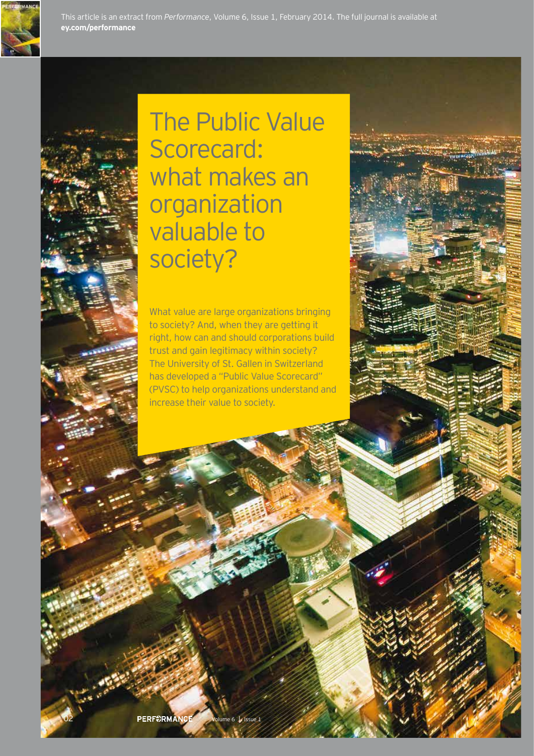This article is an extract from *Performance*, Volume 6, Issue 1, February 2014. The full journal is available at **ey.com/performance**

# The Public Value Scorecard: what makes an organization valuable to society?

What value are large organizations bringing to society? And, when they are getting it right, how can and should corporations build trust and gain legitimacy within society? The University of St. Gallen in Switzerland has developed a "Public Value Scorecard" (PVSC) to help organizations understand and increase their value to society.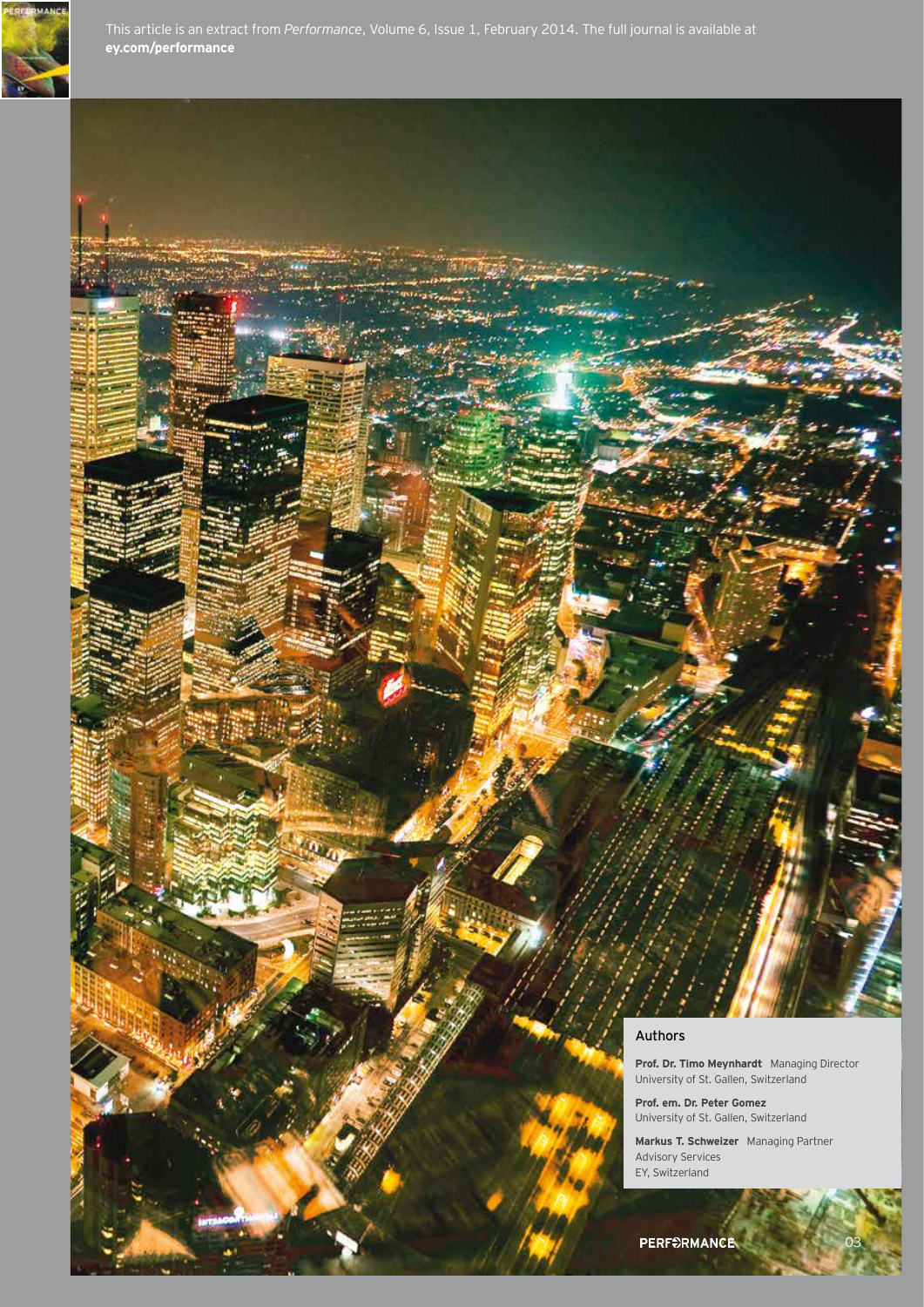This article is an extract from *Performance*, Volume 6, Issue 1, February 2014. The full journal is available at **ey.com/performance**

## Authors

**Prof. Dr. Timo Meynhardt** Managing Director
University of St. Gallen, Switzerland

**Prof. em. Dr. Peter Gomez**
University of St. Gallen, Switzerland

**Markus T. Schweizer** Managing Partner
Advisory Services
EY, Switzerland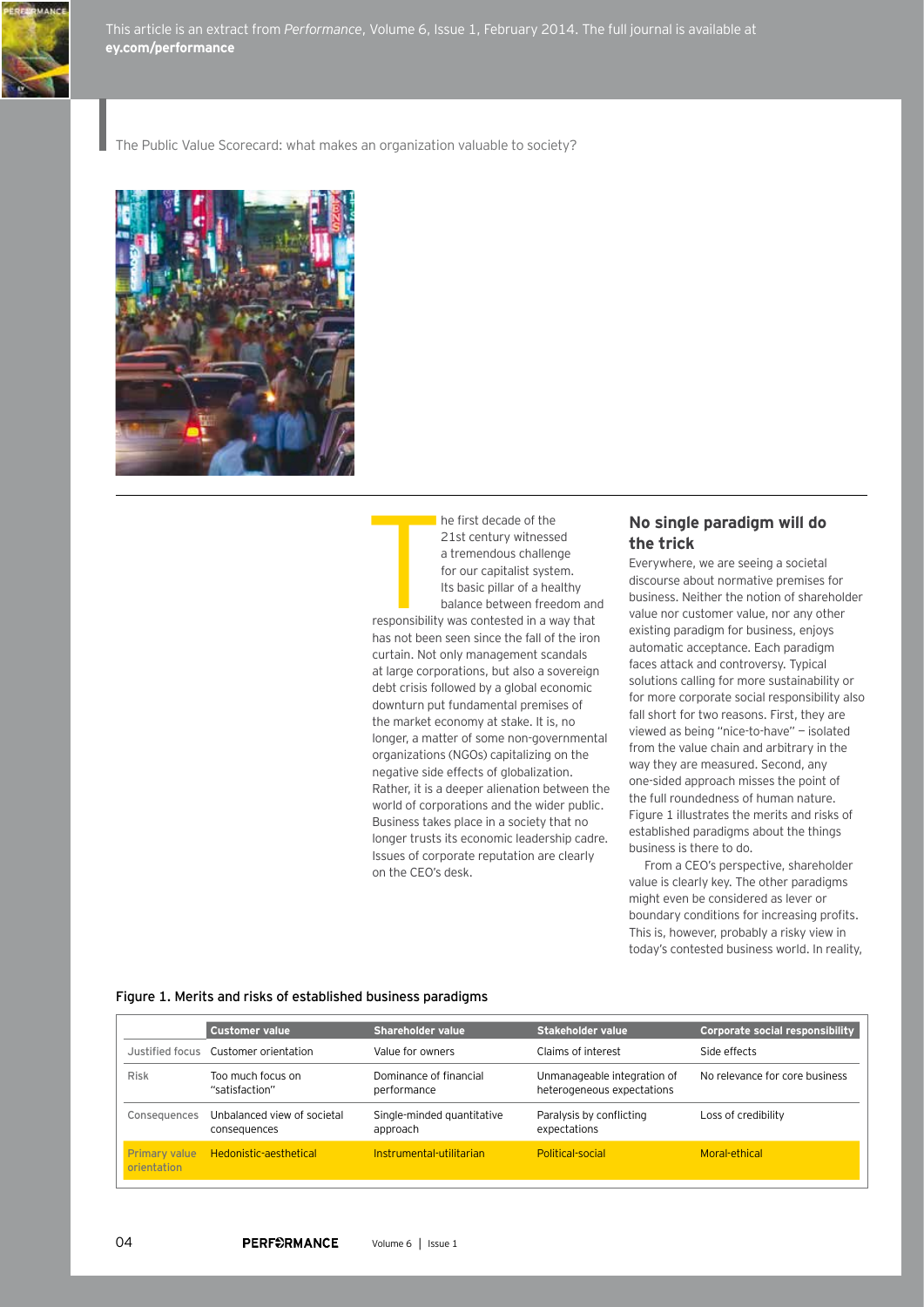This article is an extract from *Performance*, Volume 6, Issue 1, February 2014. The full journal is available at **ey.com/performance**

The Public Value Scorecard: what makes an organization valuable to society?

The first decade of the 21st century witnessed a tremendous challenge for our capitalist system. Its basic pillar of a healthy balance between freedom and responsibility was contested in a way that has not been seen since the fall of the iron curtain. Not only management scandals at large corporations, but also a sovereign debt crisis followed by a global economic downturn put fundamental premises of the market economy at stake. It is, no longer, a matter of some non-governmental organizations (NGOs) capitalizing on the negative side effects of globalization. Rather, it is a deeper alienation between the world of corporations and the wider public. Business takes place in a society that no longer trusts its economic leadership cadre. Issues of corporate reputation are clearly on the CEO's desk.

## No single paradigm will do the trick

Everywhere, we are seeing a societal discourse about normative premises for business. Neither the notion of shareholder value nor customer value, nor any other existing paradigm for business, enjoys automatic acceptance. Each paradigm faces attack and controversy. Typical solutions calling for more sustainability or for more corporate social responsibility also fall short for two reasons. First, they are viewed as being "nice-to-have" – isolated from the value chain and arbitrary in the way they are measured. Second, any one-sided approach misses the point of the full roundedness of human nature. Figure 1 illustrates the merits and risks of established paradigms about the things business is there to do.

From a CEO's perspective, shareholder value is clearly key. The other paradigms might even be considered as lever or boundary conditions for increasing profits. This is, however, probably a risky view in today's contested business world. In reality,

Figure 1. Merits and risks of established business paradigms

| | Customer value | Shareholder value | Stakeholder value | Corporate social responsibility |
|---|---|---|---|---|
| Justified focus | Customer orientation | Value for owners | Claims of interest | Side effects |
| Risk | Too much focus on "satisfaction" | Dominance of financial performance | Unmanageable integration of heterogeneous expectations | No relevance for core business |
| Consequences | Unbalanced view of societal consequences | Single-minded quantitative approach | Paralysis by conflicting expectations | Loss of credibility |
| Primary value orientation | Hedonistic-aesthetical | Instrumental-utilitarian | Political-social | Moral-ethical |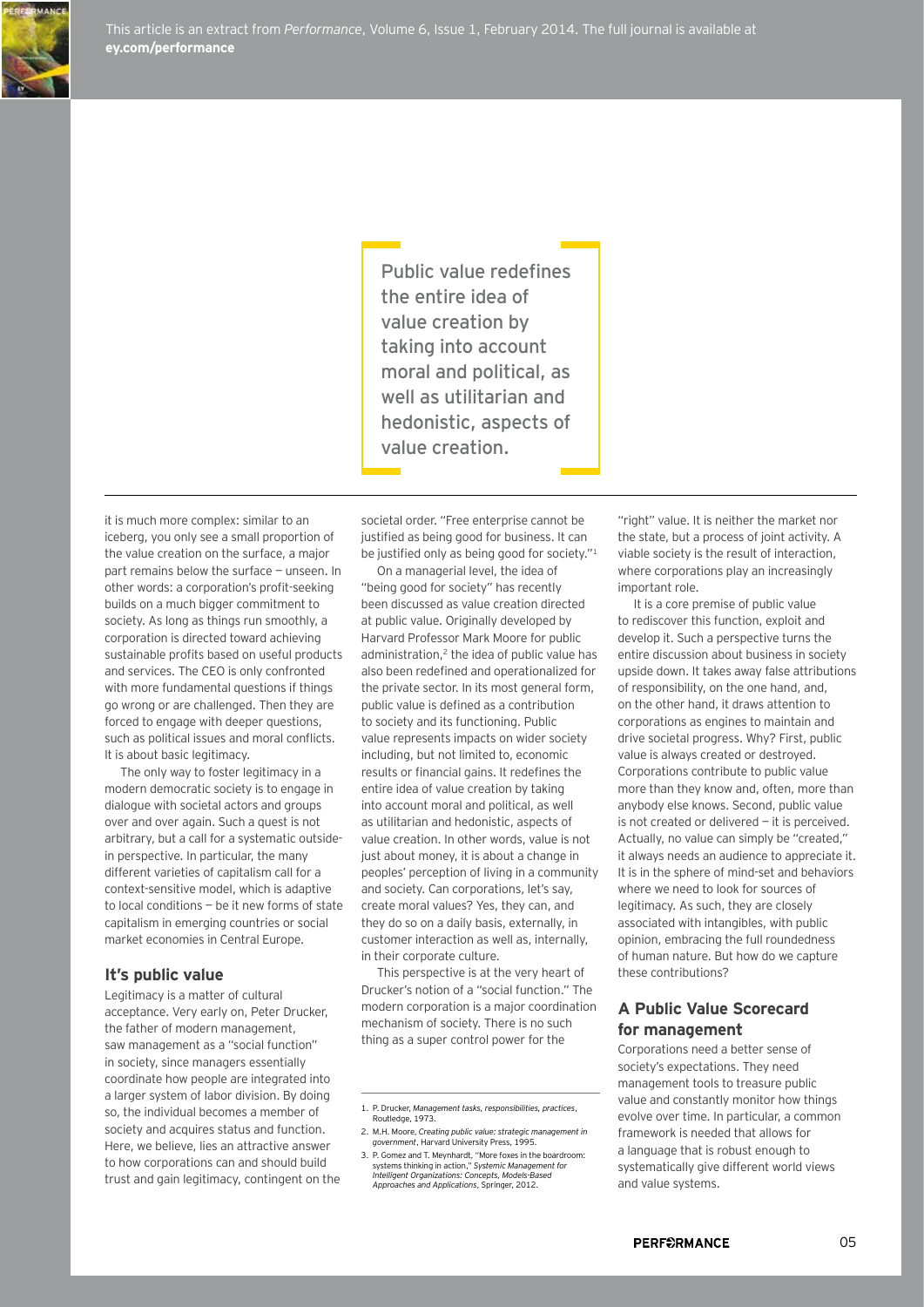This article is an extract from *Performance*, Volume 6, Issue 1, February 2014. The full journal is available at **ey.com/performance**

> Public value redefines the entire idea of value creation by taking into account moral and political, as well as utilitarian and hedonistic, aspects of value creation.

it is much more complex: similar to an iceberg, you only see a small proportion of the value creation on the surface, a major part remains below the surface — unseen. In other words: a corporation's profit-seeking builds on a much bigger commitment to society. As long as things run smoothly, a corporation is directed toward achieving sustainable profits based on useful products and services. The CEO is only confronted with more fundamental questions if things go wrong or are challenged. Then they are forced to engage with deeper questions, such as political issues and moral conflicts. It is about basic legitimacy.

The only way to foster legitimacy in a modern democratic society is to engage in dialogue with societal actors and groups over and over again. Such a quest is not arbitrary, but a call for a systematic outside-in perspective. In particular, the many different varieties of capitalism call for a context-sensitive model, which is adaptive to local conditions — be it new forms of state capitalism in emerging countries or social market economies in Central Europe.

## It's public value

Legitimacy is a matter of cultural acceptance. Very early on, Peter Drucker, the father of modern management, saw management as a "social function" in society, since managers essentially coordinate how people are integrated into a larger system of labor division. By doing so, the individual becomes a member of society and acquires status and function. Here, we believe, lies an attractive answer to how corporations can and should build trust and gain legitimacy, contingent on the societal order. "Free enterprise cannot be justified as being good for business. It can be justified only as being good for society."[1]

On a managerial level, the idea of "being good for society" has recently been discussed as value creation directed at public value. Originally developed by Harvard Professor Mark Moore for public administration,[2] the idea of public value has also been redefined and operationalized for the private sector. In its most general form, public value is defined as a contribution to society and its functioning. Public value represents impacts on wider society including, but not limited to, economic results or financial gains. It redefines the entire idea of value creation by taking into account moral and political, as well as utilitarian and hedonistic, aspects of value creation. In other words, value is not just about money, it is about a change in peoples' perception of living in a community and society. Can corporations, let's say, create moral values? Yes, they can, and they do so on a daily basis, externally, in customer interaction as well as, internally, in their corporate culture.

This perspective is at the very heart of Drucker's notion of a "social function." The modern corporation is a major coordination mechanism of society. There is no such thing as a super control power for the "right" value. It is neither the market nor the state, but a process of joint activity. A viable society is the result of interaction, where corporations play an increasingly important role.

It is a core premise of public value to rediscover this function, exploit and develop it. Such a perspective turns the entire discussion about business in society upside down. It takes away false attributions of responsibility, on the one hand, and, on the other hand, it draws attention to corporations as engines to maintain and drive societal progress. Why? First, public value is always created or destroyed. Corporations contribute to public value more than they know and, often, more than anybody else knows. Second, public value is not created or delivered — it is perceived. Actually, no value can simply be "created," it always needs an audience to appreciate it. It is in the sphere of mind-set and behaviors where we need to look for sources of legitimacy. As such, they are closely associated with intangibles, with public opinion, embracing the full roundedness of human nature. But how do we capture these contributions?

## A Public Value Scorecard for management

Corporations need a better sense of society's expectations. They need management tools to treasure public value and constantly monitor how things evolve over time. In particular, a common framework is needed that allows for a language that is robust enough to systematically give different world views and value systems.

---

1. P. Drucker, *Management tasks, responsibilities, practices*, Routledge, 1973.
2. M.H. Moore, *Creating public value: strategic management in government*, Harvard University Press, 1995.
3. P. Gomez and T. Meynhardt, "More foxes in the boardroom: systems thinking in action," *Systemic Management for Intelligent Organizations: Concepts, Models-Based Approaches and Applications*, Springer, 2012.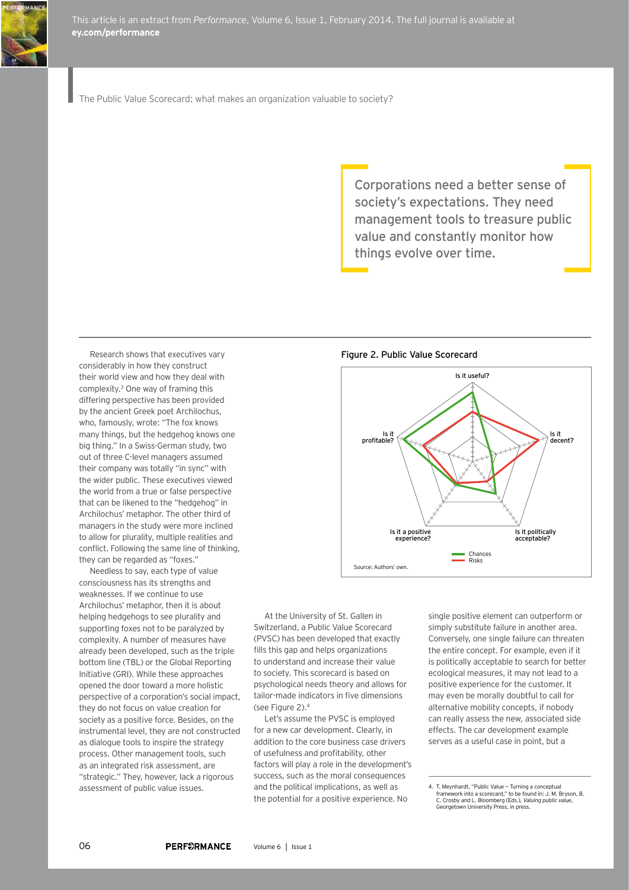This article is an extract from *Performance*, Volume 6, Issue 1, February 2014. The full journal is available at **ey.com/performance**

The Public Value Scorecard: what makes an organization valuable to society?

> Corporations need a better sense of society's expectations. They need management tools to treasure public value and constantly monitor how things evolve over time.

Research shows that executives vary considerably in how they construct their world view and how they deal with complexity.[3] One way of framing this differing perspective has been provided by the ancient Greek poet Archilochus, who, famously, wrote: "The fox knows many things, but the hedgehog knows one big thing." In a Swiss-German study, two out of three C-level managers assumed their company was totally "in sync" with the wider public. These executives viewed the world from a true or false perspective that can be likened to the "hedgehog" in Archilochus' metaphor. The other third of managers in the study were more inclined to allow for plurality, multiple realities and conflict. Following the same line of thinking, they can be regarded as "foxes."

Needless to say, each type of value consciousness has its strengths and weaknesses. If we continue to use Archilochus' metaphor, then it is about helping hedgehogs to see plurality and supporting foxes not to be paralyzed by complexity. A number of measures have already been developed, such as the triple bottom line (TBL) or the Global Reporting Initiative (GRI). While these approaches opened the door toward a more holistic perspective of a corporation's social impact, they do not focus on value creation for society as a positive force. Besides, on the instrumental level, they are not constructed as dialogue tools to inspire the strategy process. Other management tools, such as an integrated risk assessment, are "strategic." They, however, lack a rigorous assessment of public value issues.

**Figure 2. Public Value Scorecard**

Is it useful? / Is it decent? / Is it politically acceptable? / Is it a positive experience? / Is it profitable?

Chances / Risks

Source: Authors' own.

At the University of St. Gallen in Switzerland, a Public Value Scorecard (PVSC) has been developed that exactly fills this gap and helps organizations to understand and increase their value to society. This scorecard is based on psychological needs theory and allows for tailor-made indicators in five dimensions (see Figure 2).[4]

Let's assume the PVSC is employed for a new car development. Clearly, in addition to the core business case drivers of usefulness and profitability, other factors will play a role in the development's success, such as the moral consequences and the political implications, as well as the potential for a positive experience. No single positive element can outperform or simply substitute failure in another area. Conversely, one single failure can threaten the entire concept. For example, even if it is politically acceptable to search for better ecological measures, it may not lead to a positive experience for the customer. It may even be morally doubtful to call for alternative mobility concepts, if nobody can really assess the new, associated side effects. The car development example serves as a useful case in point, but a

4. T. Meynhardt, "Public Value – Turning a conceptual framework into a scorecard," to be found in: J. M. Bryson, B. C. Crosby and L. Bloomberg (Eds.), *Valuing public value*, Georgetown University Press, in press.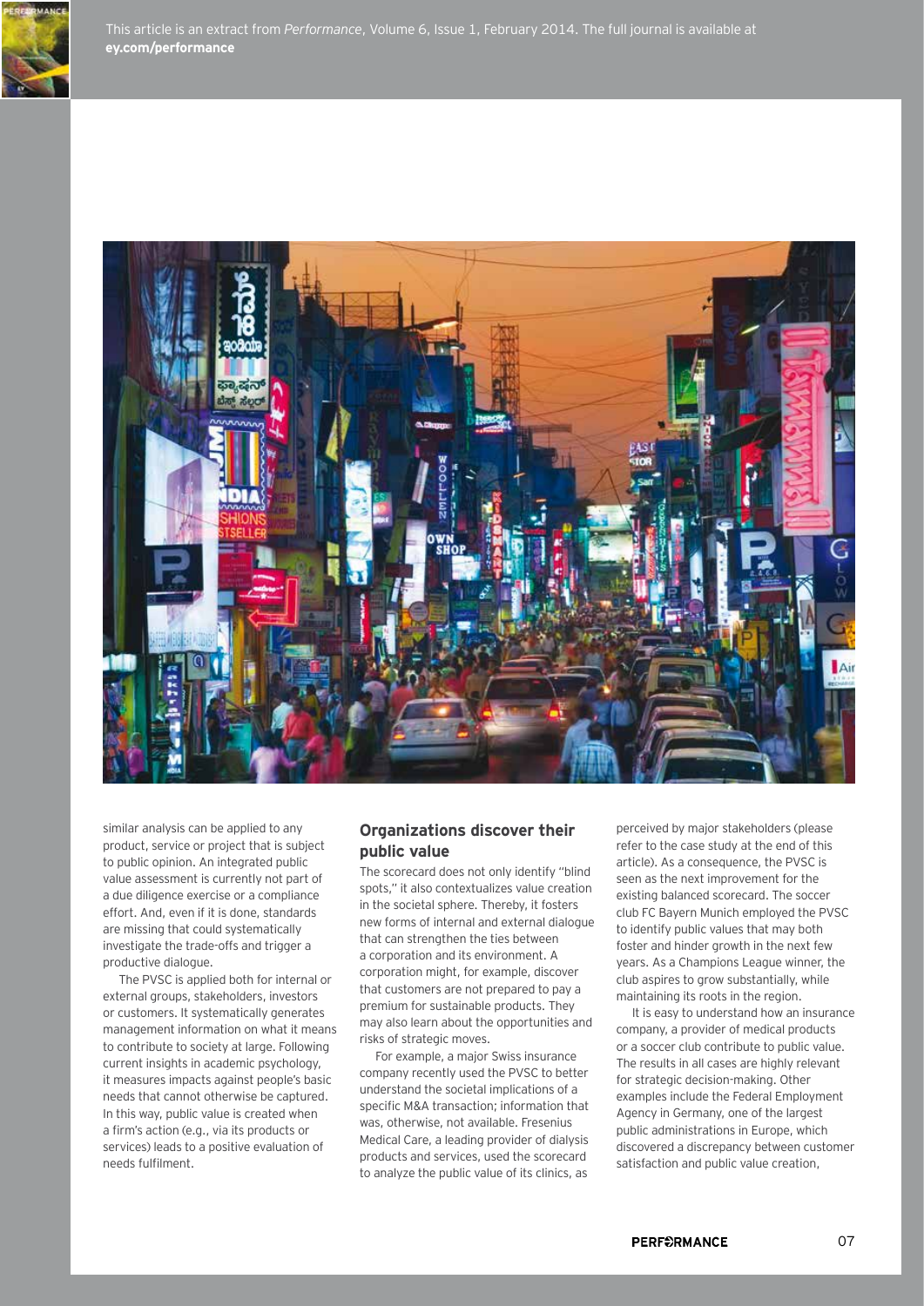similar analysis can be applied to any product, service or project that is subject to public opinion. An integrated public value assessment is currently not part of a due diligence exercise or a compliance effort. And, even if it is done, standards are missing that could systematically investigate the trade-offs and trigger a productive dialogue.

The PVSC is applied both for internal or external groups, stakeholders, investors or customers. It systematically generates management information on what it means to contribute to society at large. Following current insights in academic psychology, it measures impacts against people's basic needs that cannot otherwise be captured. In this way, public value is created when a firm's action (e.g., via its products or services) leads to a positive evaluation of needs fulfilment.

## Organizations discover their public value

The scorecard does not only identify "blind spots," it also contextualizes value creation in the societal sphere. Thereby, it fosters new forms of internal and external dialogue that can strengthen the ties between a corporation and its environment. A corporation might, for example, discover that customers are not prepared to pay a premium for sustainable products. They may also learn about the opportunities and risks of strategic moves.

For example, a major Swiss insurance company recently used the PVSC to better understand the societal implications of a specific M&A transaction; information that was, otherwise, not available. Fresenius Medical Care, a leading provider of dialysis products and services, used the scorecard to analyze the public value of its clinics, as perceived by major stakeholders (please refer to the case study at the end of this article). As a consequence, the PVSC is seen as the next improvement for the existing balanced scorecard. The soccer club FC Bayern Munich employed the PVSC to identify public values that may both foster and hinder growth in the next few years. As a Champions League winner, the club aspires to grow substantially, while maintaining its roots in the region.

It is easy to understand how an insurance company, a provider of medical products or a soccer club contribute to public value. The results in all cases are highly relevant for strategic decision-making. Other examples include the Federal Employment Agency in Germany, one of the largest public administrations in Europe, which discovered a discrepancy between customer satisfaction and public value creation,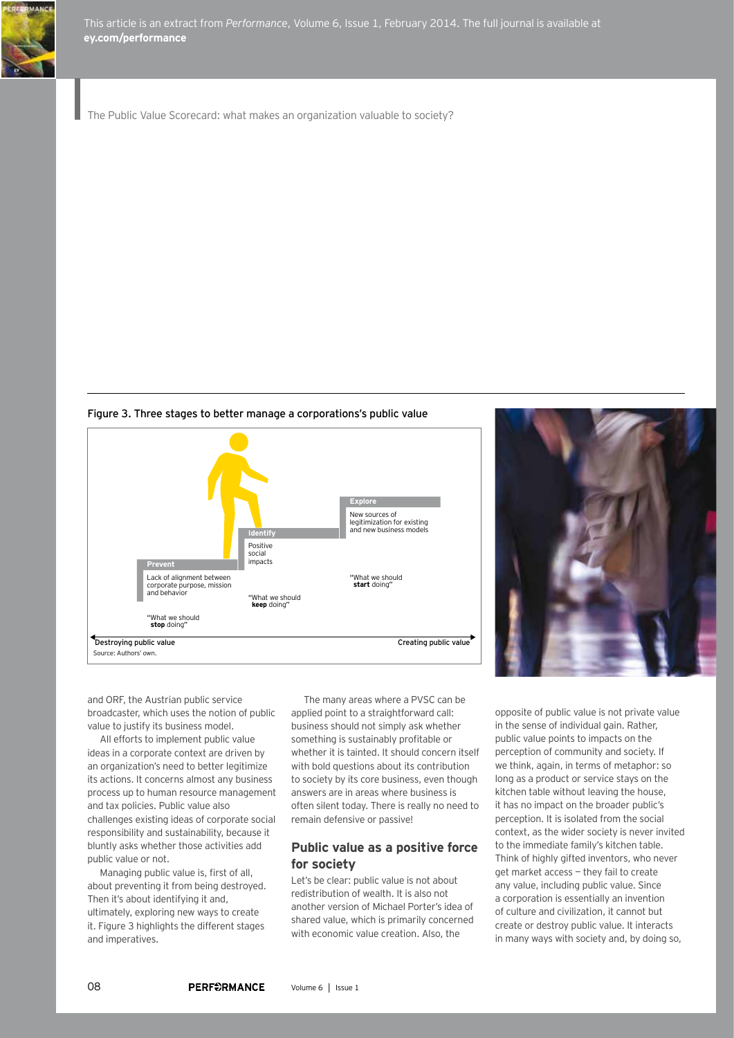Figure 3. Three stages to better manage a corporations's public value

**Prevent**
Lack of alignment between corporate purpose, mission and behavior
"What we should **stop** doing"

**Identify**
Positive social impacts
"What we should **keep** doing"

**Explore**
New sources of legitimization for existing and new business models
"What we should **start** doing"

Destroying public value ← → Creating public value

Source: Authors' own.

and ORF, the Austrian public service broadcaster, which uses the notion of public value to justify its business model.

All efforts to implement public value ideas in a corporate context are driven by an organization's need to better legitimize its actions. It concerns almost any business process up to human resource management and tax policies. Public value also challenges existing ideas of corporate social responsibility and sustainability, because it bluntly asks whether those activities add public value or not.

Managing public value is, first of all, about preventing it from being destroyed. Then it's about identifying it and, ultimately, exploring new ways to create it. Figure 3 highlights the different stages and imperatives.

The many areas where a PVSC can be applied point to a straightforward call: business should not simply ask whether something is sustainably profitable or whether it is tainted. It should concern itself with bold questions about its contribution to society by its core business, even though answers are in areas where business is often silent today. There is really no need to remain defensive or passive!

## Public value as a positive force for society

Let's be clear: public value is not about redistribution of wealth. It is also not another version of Michael Porter's idea of shared value, which is primarily concerned with economic value creation. Also, the opposite of public value is not private value in the sense of individual gain. Rather, public value points to impacts on the perception of community and society. If we think, again, in terms of metaphor: so long as a product or service stays on the kitchen table without leaving the house, it has no impact on the broader public's perception. It is isolated from the social context, as the wider society is never invited to the immediate family's kitchen table. Think of highly gifted inventors, who never get market access – they fail to create any value, including public value. Since a corporation is essentially an invention of culture and civilization, it cannot but create or destroy public value. It interacts in many ways with society and, by doing so,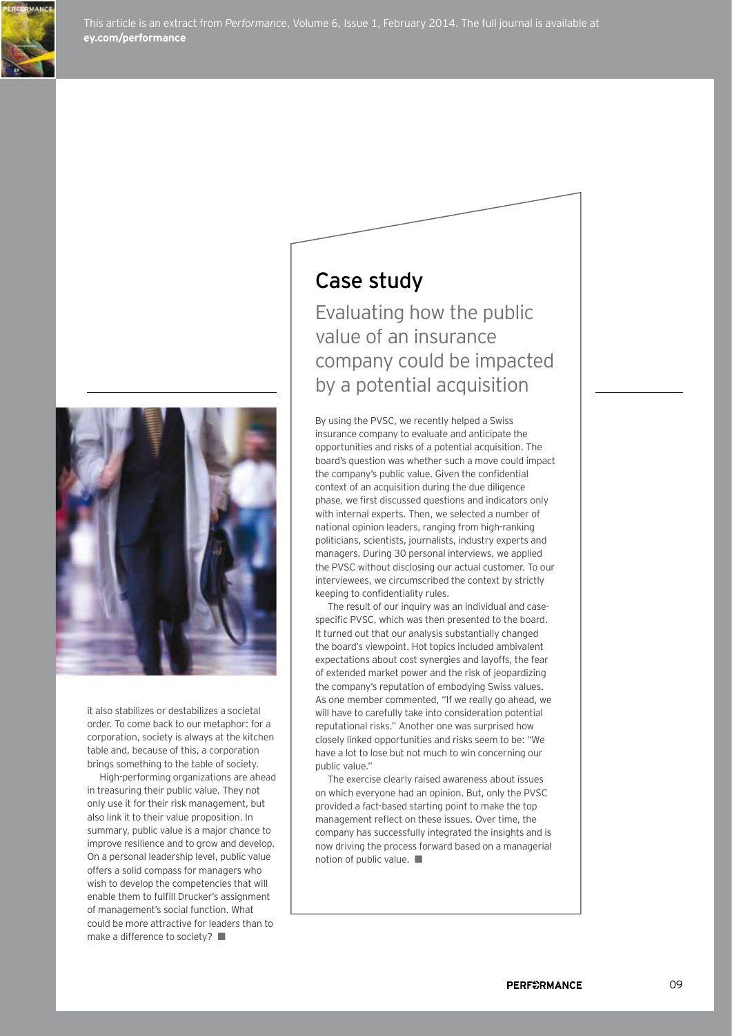it also stabilizes or destabilizes a societal order. To come back to our metaphor: for a corporation, society is always at the kitchen table and, because of this, a corporation brings something to the table of society.

High-performing organizations are ahead in treasuring their public value. They not only use it for their risk management, but also link it to their value proposition. In summary, public value is a major chance to improve resilience and to grow and develop. On a personal leadership level, public value offers a solid compass for managers who wish to develop the competencies that will enable them to fulfill Drucker's assignment of management's social function. What could be more attractive for leaders than to make a difference to society? ■

## Case study

### Evaluating how the public value of an insurance company could be impacted by a potential acquisition

By using the PVSC, we recently helped a Swiss insurance company to evaluate and anticipate the opportunities and risks of a potential acquisition. The board's question was whether such a move could impact the company's public value. Given the confidential context of an acquisition during the due diligence phase, we first discussed questions and indicators only with internal experts. Then, we selected a number of national opinion leaders, ranging from high-ranking politicians, scientists, journalists, industry experts and managers. During 30 personal interviews, we applied the PVSC without disclosing our actual customer. To our interviewees, we circumscribed the context by strictly keeping to confidentiality rules.

The result of our inquiry was an individual and case-specific PVSC, which was then presented to the board. It turned out that our analysis substantially changed the board's viewpoint. Hot topics included ambivalent expectations about cost synergies and layoffs, the fear of extended market power and the risk of jeopardizing the company's reputation of embodying Swiss values. As one member commented, "If we really go ahead, we will have to carefully take into consideration potential reputational risks." Another one was surprised how closely linked opportunities and risks seem to be: "We have a lot to lose but not much to win concerning our public value."

The exercise clearly raised awareness about issues on which everyone had an opinion. But, only the PVSC provided a fact-based starting point to make the top management reflect on these issues. Over time, the company has successfully integrated the insights and is now driving the process forward based on a managerial notion of public value. ■